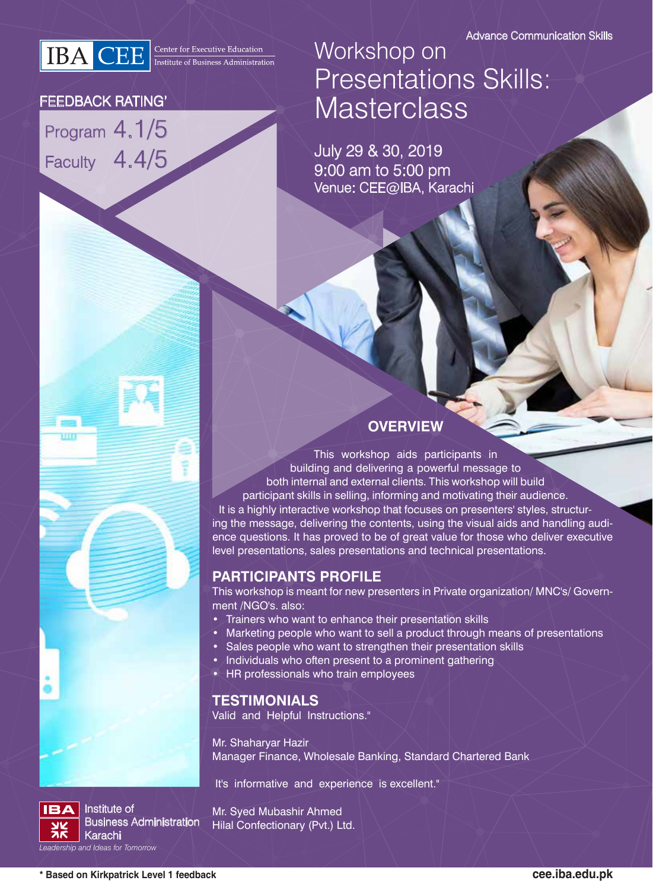IBA CEE Center for Executive Education
Institute of Business Administration

Advance Communication Skills

# Workshop on Presentations Skills: Masterclass

July 29 & 30, 2019
9:00 am to 5:00 pm
Venue: CEE@IBA, Karachi

**FEEDBACK RATING***

Program 4.1/5
Faculty 4.4/5

## OVERVIEW

This workshop aids participants in building and delivering a powerful message to both internal and external clients. This workshop will build participant skills in selling, informing and motivating their audience. It is a highly interactive workshop that focuses on presenters' styles, structuring the message, delivering the contents, using the visual aids and handling audience questions. It has proved to be of great value for those who deliver executive level presentations, sales presentations and technical presentations.

## PARTICIPANTS PROFILE

This workshop is meant for new presenters in Private organization/ MNC's/ Government /NGO's. also:

- Trainers who want to enhance their presentation skills
- Marketing people who want to sell a product through means of presentations
- Sales people who want to strengthen their presentation skills
- Individuals who often present to a prominent gathering
- HR professionals who train employees

## TESTIMONIALS

Valid and Helpful Instructions."

Mr. Shaharyar Hazir
Manager Finance, Wholesale Banking, Standard Chartered Bank

It's informative and experience is excellent."

Mr. Syed Mubashir Ahmed
Hilal Confectionary (Pvt.) Ltd.

IBA Institute of Business Administration Karachi
*Leadership and Ideas for Tomorrow*

**\* Based on Kirkpatrick Level 1 feedback**

**cee.iba.edu.pk**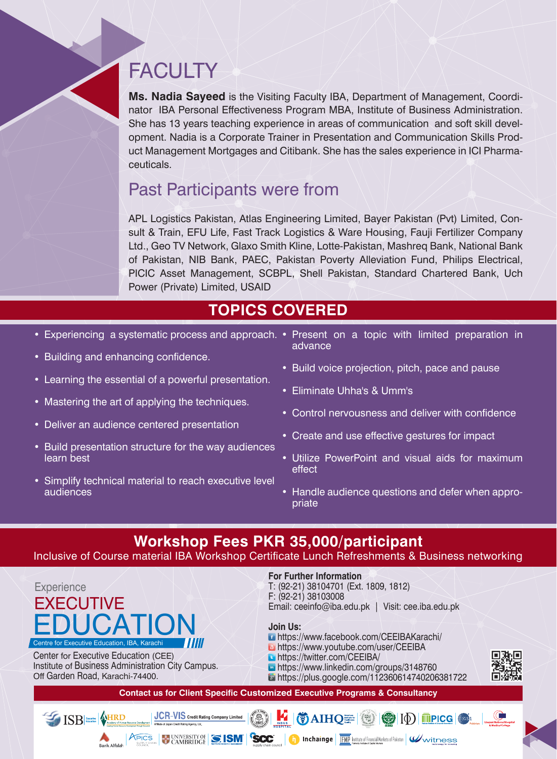# FACULTY

**Ms. Nadia Sayeed** is the Visiting Faculty IBA, Department of Management, Coordinator IBA Personal Effectiveness Program MBA, Institute of Business Administration. She has 13 years teaching experience in areas of communication and soft skill development. Nadia is a Corporate Trainer in Presentation and Communication Skills Product Management Mortgages and Citibank. She has the sales experience in ICI Pharmaceuticals.

## Past Participants were from

APL Logistics Pakistan, Atlas Engineering Limited, Bayer Pakistan (Pvt) Limited, Consult & Train, EFU Life, Fast Track Logistics & Ware Housing, Fauji Fertilizer Company Ltd., Geo TV Network, Glaxo Smith Kline, Lotte-Pakistan, Mashreq Bank, National Bank of Pakistan, NIB Bank, PAEC, Pakistan Poverty Alleviation Fund, Philips Electrical, PICIC Asset Management, SCBPL, Shell Pakistan, Standard Chartered Bank, Uch Power (Private) Limited, USAID

## TOPICS COVERED

- Experiencing a systematic process and approach.
- Building and enhancing confidence.
- Learning the essential of a powerful presentation.
- Mastering the art of applying the techniques.
- Deliver an audience centered presentation
- Build presentation structure for the way audiences learn best
- Simplify technical material to reach executive level audiences
- Present on a topic with limited preparation in advance
- Build voice projection, pitch, pace and pause
- Eliminate Uhha's & Umm's
- Control nervousness and deliver with confidence
- Create and use effective gestures for impact
- Utilize PowerPoint and visual aids for maximum effect
- Handle audience questions and defer when appropriate

## Workshop Fees PKR 35,000/participant

Inclusive of Course material IBA Workshop Certificate Lunch Refreshments & Business networking

Experience
EXECUTIVE
EDUCATION
Centre for Executive Education, IBA, Karachi

Center for Executive Education (CEE)
Institute of Business Administration City Campus.
Off Garden Road, Karachi-74400.

**For Further Information**
T: (92-21) 38104701 (Ext. 1809, 1812)
F: (92-21) 38103008
Email: ceeinfo@iba.edu.pk | Visit: cee.iba.edu.pk

**Join Us:**
- https://www.facebook.com/CEEIBAKarachi/
- https://www.youtube.com/user/CEEIBA
- https://twitter.com/CEEIBA/
- https://www.linkedin.com/groups/3148760
- https://plus.google.com/112360614740206381722

**Contact us for Client Specific Customized Executive Programs & Consultancy**

ISB | AHRD | JCR-VIS Credit Rating Company Limited | Indus Hospital | AIHQ | PICG | GS1 Pakistan | Bank Alfalah | APICS | University of Cambridge | ISM | SCC | Inchainge | IFMP | witness